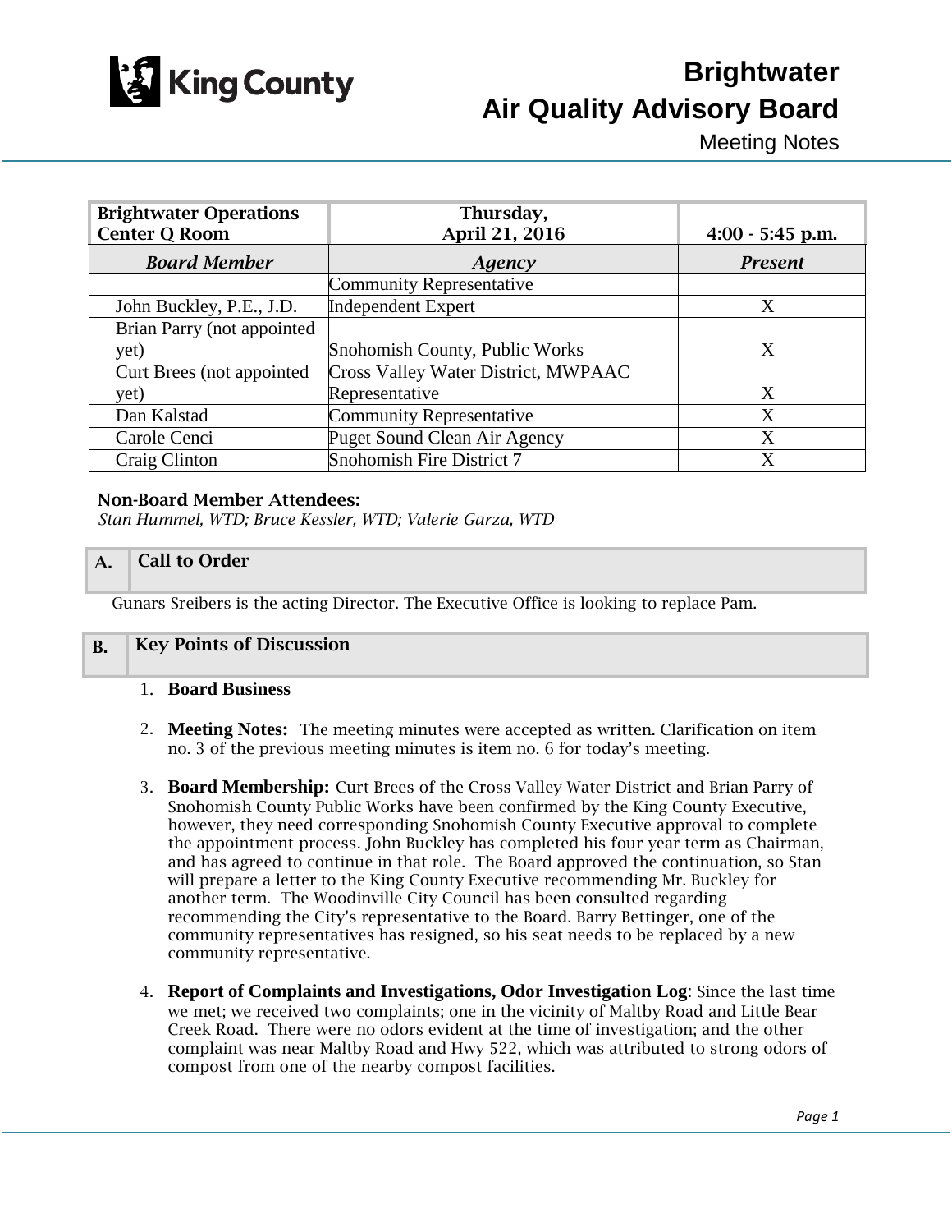King County

# Brightwater Air Quality Advisory Board

Meeting Notes

| Brightwater Operations Center Q Room | Thursday, April 21, 2016 | 4:00 - 5:45 p.m. |
|---|---|---|
| ***Board Member*** | ***Agency*** | ***Present*** |
| | Community Representative | |
| John Buckley, P.E., J.D. | Independent Expert | X |
| Brian Parry (not appointed yet) | Snohomish County, Public Works | X |
| Curt Brees (not appointed yet) | Cross Valley Water District, MWPAAC Representative | X |
| Dan Kalstad | Community Representative | X |
| Carole Cenci | Puget Sound Clean Air Agency | X |
| Craig Clinton | Snohomish Fire District 7 | X |

**Non-Board Member Attendees:**
*Stan Hummel, WTD; Bruce Kessler, WTD; Valerie Garza, WTD*

## A. Call to Order

Gunars Sreibers is the acting Director. The Executive Office is looking to replace Pam.

## B. Key Points of Discussion

1. **Board Business**

2. **Meeting Notes:** The meeting minutes were accepted as written. Clarification on item no. 3 of the previous meeting minutes is item no. 6 for today's meeting.

3. **Board Membership:** Curt Brees of the Cross Valley Water District and Brian Parry of Snohomish County Public Works have been confirmed by the King County Executive, however, they need corresponding Snohomish County Executive approval to complete the appointment process. John Buckley has completed his four year term as Chairman, and has agreed to continue in that role. The Board approved the continuation, so Stan will prepare a letter to the King County Executive recommending Mr. Buckley for another term. The Woodinville City Council has been consulted regarding recommending the City's representative to the Board. Barry Bettinger, one of the community representatives has resigned, so his seat needs to be replaced by a new community representative.

4. **Report of Complaints and Investigations, Odor Investigation Log**: Since the last time we met; we received two complaints; one in the vicinity of Maltby Road and Little Bear Creek Road. There were no odors evident at the time of investigation; and the other complaint was near Maltby Road and Hwy 522, which was attributed to strong odors of compost from one of the nearby compost facilities.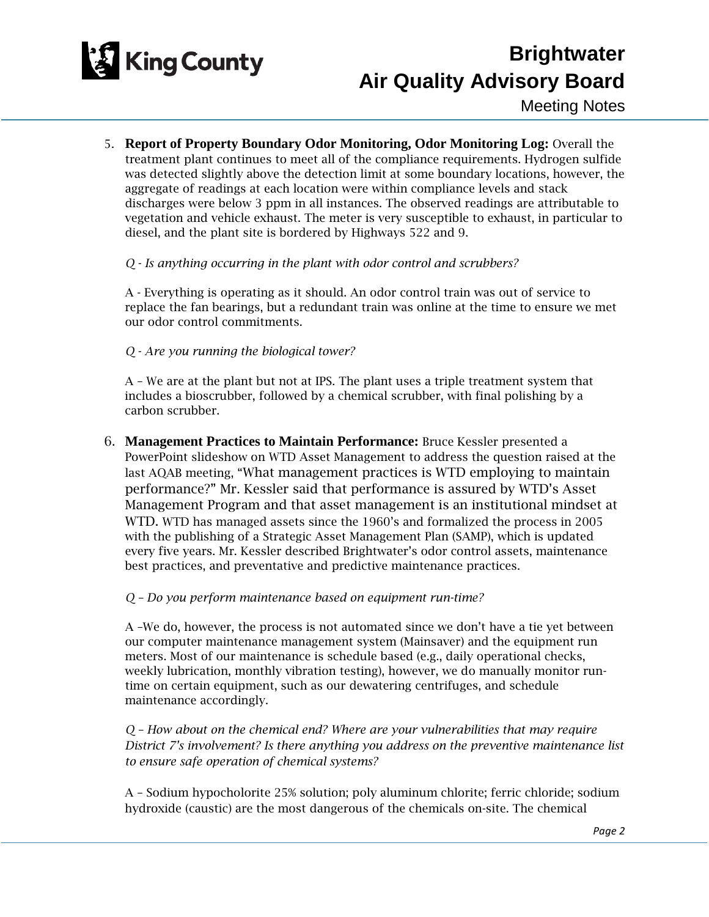5. **Report of Property Boundary Odor Monitoring, Odor Monitoring Log:** Overall the treatment plant continues to meet all of the compliance requirements. Hydrogen sulfide was detected slightly above the detection limit at some boundary locations, however, the aggregate of readings at each location were within compliance levels and stack discharges were below 3 ppm in all instances. The observed readings are attributable to vegetation and vehicle exhaust. The meter is very susceptible to exhaust, in particular to diesel, and the plant site is bordered by Highways 522 and 9.

   *Q - Is anything occurring in the plant with odor control and scrubbers?*

   A - Everything is operating as it should. An odor control train was out of service to replace the fan bearings, but a redundant train was online at the time to ensure we met our odor control commitments.

   *Q - Are you running the biological tower?*

   A – We are at the plant but not at IPS. The plant uses a triple treatment system that includes a bioscrubber, followed by a chemical scrubber, with final polishing by a carbon scrubber.

6. **Management Practices to Maintain Performance:** Bruce Kessler presented a PowerPoint slideshow on WTD Asset Management to address the question raised at the last AQAB meeting, "What management practices is WTD employing to maintain performance?" Mr. Kessler said that performance is assured by WTD's Asset Management Program and that asset management is an institutional mindset at WTD. WTD has managed assets since the 1960's and formalized the process in 2005 with the publishing of a Strategic Asset Management Plan (SAMP), which is updated every five years. Mr. Kessler described Brightwater's odor control assets, maintenance best practices, and preventative and predictive maintenance practices.

   *Q – Do you perform maintenance based on equipment run-time?*

   A –We do, however, the process is not automated since we don't have a tie yet between our computer maintenance management system (Mainsaver) and the equipment run meters. Most of our maintenance is schedule based (e.g., daily operational checks, weekly lubrication, monthly vibration testing), however, we do manually monitor run-time on certain equipment, such as our dewatering centrifuges, and schedule maintenance accordingly.

   *Q – How about on the chemical end? Where are your vulnerabilities that may require District 7's involvement? Is there anything you address on the preventive maintenance list to ensure safe operation of chemical systems?*

   A – Sodium hypocholorite 25% solution; poly aluminum chlorite; ferric chloride; sodium hydroxide (caustic) are the most dangerous of the chemicals on-site. The chemical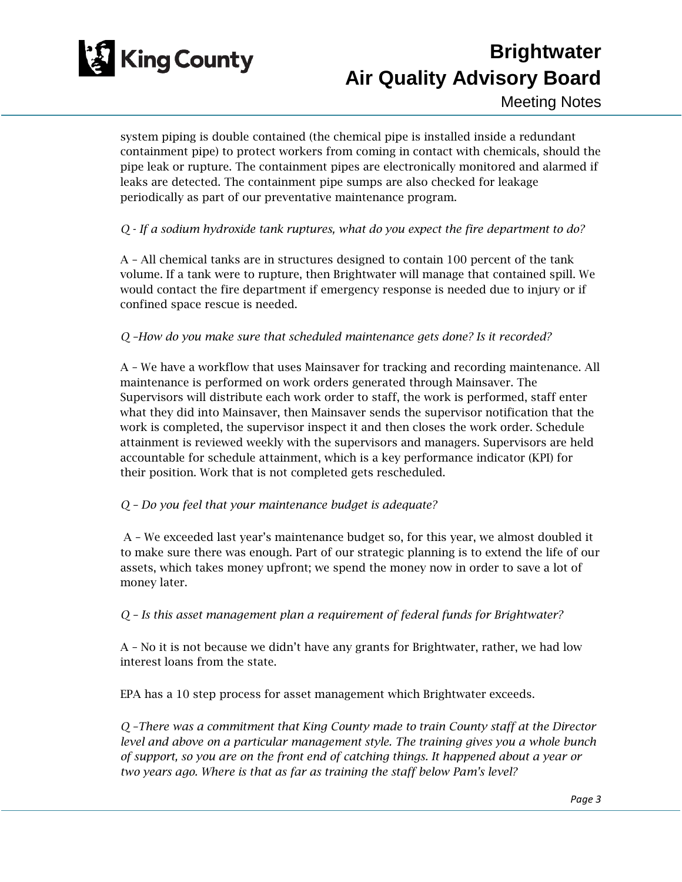system piping is double contained (the chemical pipe is installed inside a redundant containment pipe) to protect workers from coming in contact with chemicals, should the pipe leak or rupture. The containment pipes are electronically monitored and alarmed if leaks are detected. The containment pipe sumps are also checked for leakage periodically as part of our preventative maintenance program.

*Q - If a sodium hydroxide tank ruptures, what do you expect the fire department to do?*

A – All chemical tanks are in structures designed to contain 100 percent of the tank volume. If a tank were to rupture, then Brightwater will manage that contained spill. We would contact the fire department if emergency response is needed due to injury or if confined space rescue is needed.

*Q –How do you make sure that scheduled maintenance gets done? Is it recorded?*

A – We have a workflow that uses Mainsaver for tracking and recording maintenance. All maintenance is performed on work orders generated through Mainsaver. The Supervisors will distribute each work order to staff, the work is performed, staff enter what they did into Mainsaver, then Mainsaver sends the supervisor notification that the work is completed, the supervisor inspect it and then closes the work order. Schedule attainment is reviewed weekly with the supervisors and managers. Supervisors are held accountable for schedule attainment, which is a key performance indicator (KPI) for their position. Work that is not completed gets rescheduled.

*Q – Do you feel that your maintenance budget is adequate?*

A – We exceeded last year's maintenance budget so, for this year, we almost doubled it to make sure there was enough. Part of our strategic planning is to extend the life of our assets, which takes money upfront; we spend the money now in order to save a lot of money later.

*Q – Is this asset management plan a requirement of federal funds for Brightwater?*

A – No it is not because we didn't have any grants for Brightwater, rather, we had low interest loans from the state.

EPA has a 10 step process for asset management which Brightwater exceeds.

*Q –There was a commitment that King County made to train County staff at the Director level and above on a particular management style. The training gives you a whole bunch of support, so you are on the front end of catching things. It happened about a year or two years ago. Where is that as far as training the staff below Pam's level?*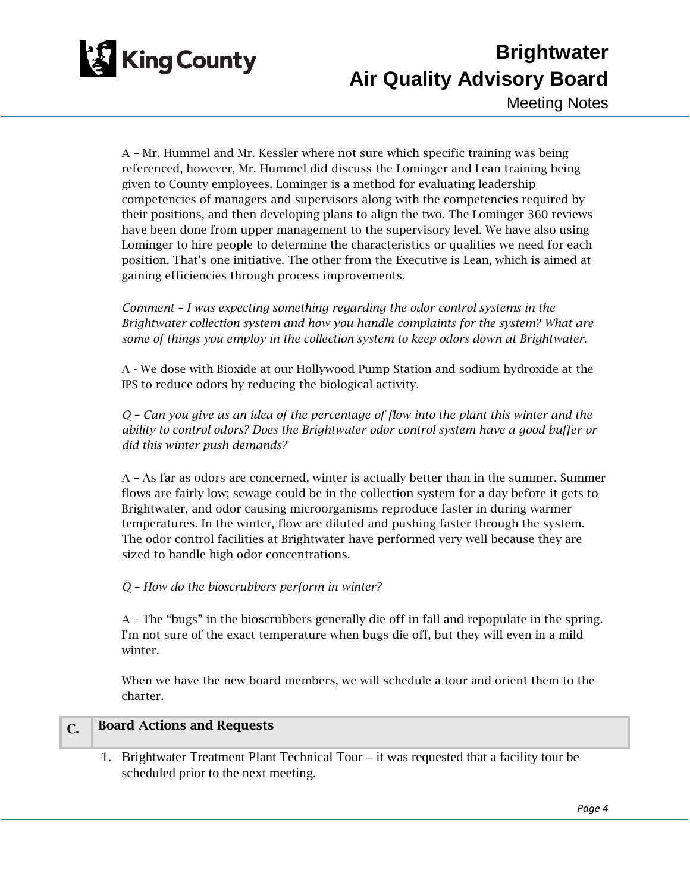A – Mr. Hummel and Mr. Kessler where not sure which specific training was being referenced, however, Mr. Hummel did discuss the Lominger and Lean training being given to County employees. Lominger is a method for evaluating leadership competencies of managers and supervisors along with the competencies required by their positions, and then developing plans to align the two. The Lominger 360 reviews have been done from upper management to the supervisory level. We have also using Lominger to hire people to determine the characteristics or qualities we need for each position. That's one initiative. The other from the Executive is Lean, which is aimed at gaining efficiencies through process improvements.

*Comment – I was expecting something regarding the odor control systems in the Brightwater collection system and how you handle complaints for the system? What are some of things you employ in the collection system to keep odors down at Brightwater.*

A - We dose with Bioxide at our Hollywood Pump Station and sodium hydroxide at the IPS to reduce odors by reducing the biological activity.

*Q – Can you give us an idea of the percentage of flow into the plant this winter and the ability to control odors? Does the Brightwater odor control system have a good buffer or did this winter push demands?*

A – As far as odors are concerned, winter is actually better than in the summer. Summer flows are fairly low; sewage could be in the collection system for a day before it gets to Brightwater, and odor causing microorganisms reproduce faster in during warmer temperatures. In the winter, flow are diluted and pushing faster through the system. The odor control facilities at Brightwater have performed very well because they are sized to handle high odor concentrations.

*Q – How do the bioscrubbers perform in winter?*

A – The "bugs" in the bioscrubbers generally die off in fall and repopulate in the spring. I'm not sure of the exact temperature when bugs die off, but they will even in a mild winter.

When we have the new board members, we will schedule a tour and orient them to the charter.

## C. Board Actions and Requests

1. Brightwater Treatment Plant Technical Tour – it was requested that a facility tour be scheduled prior to the next meeting.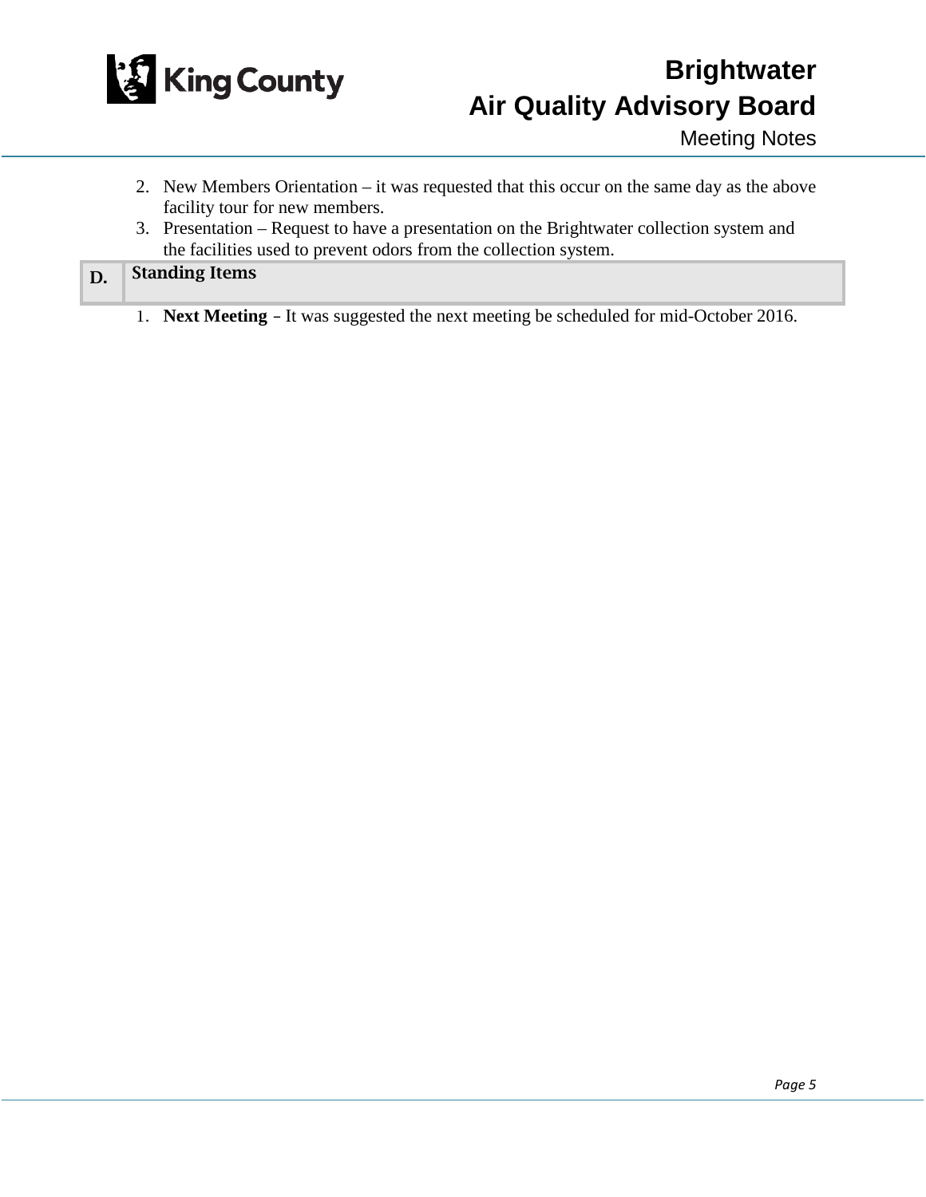2. New Members Orientation – it was requested that this occur on the same day as the above facility tour for new members.
3. Presentation – Request to have a presentation on the Brightwater collection system and the facilities used to prevent odors from the collection system.

## D. Standing Items

1. **Next Meeting** - It was suggested the next meeting be scheduled for mid-October 2016.